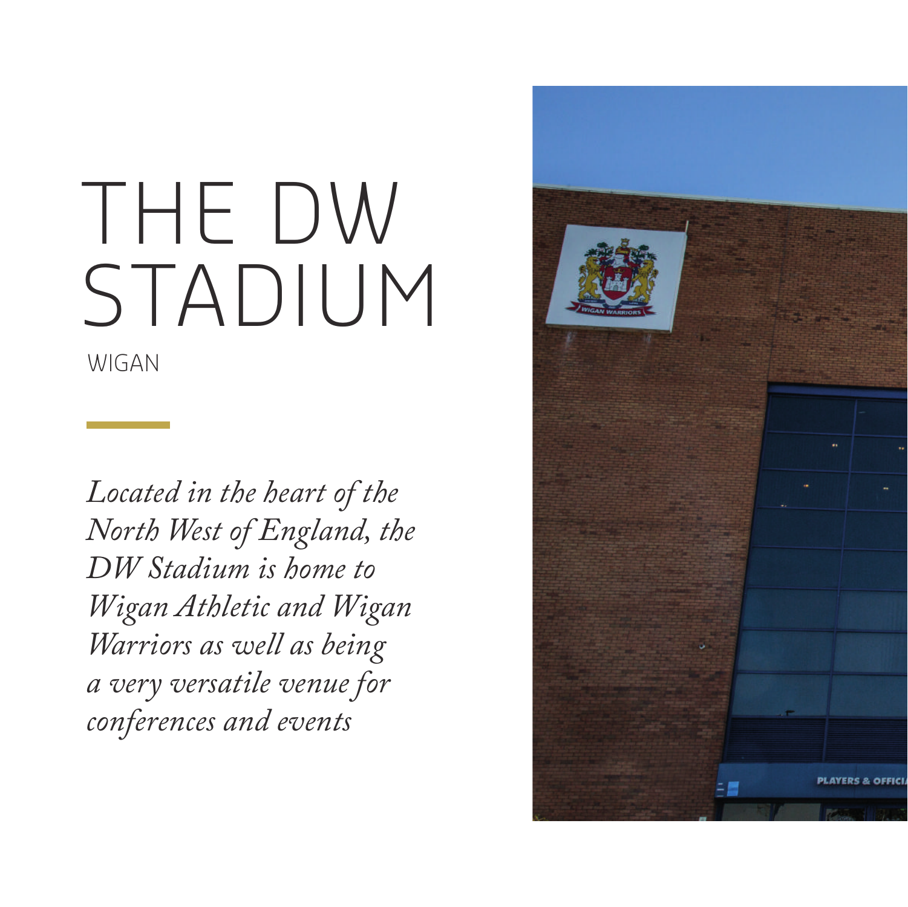# THE DW STADIUM

WIGAN

*Located in the heart of the North West of England, the DW Stadium is home to Wigan Athletic and Wigan Warriors as well as being a very versatile venue for conferences and events*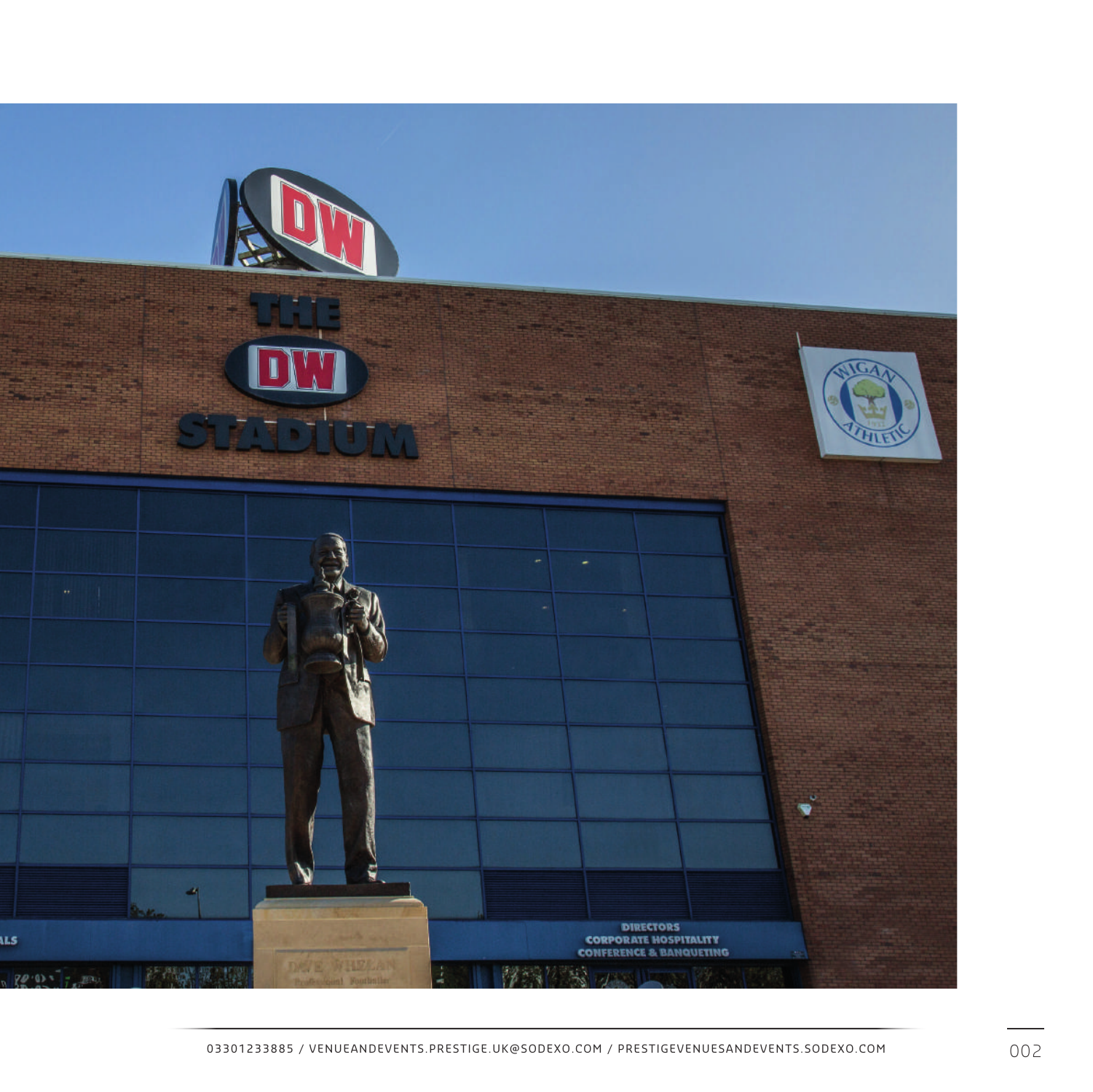03301233885 / VENUEANDEVENTS.PRESTIGE.UK@SODEXO.COM / PRESTIGEVENUESANDEVENTS.SODEXO.COM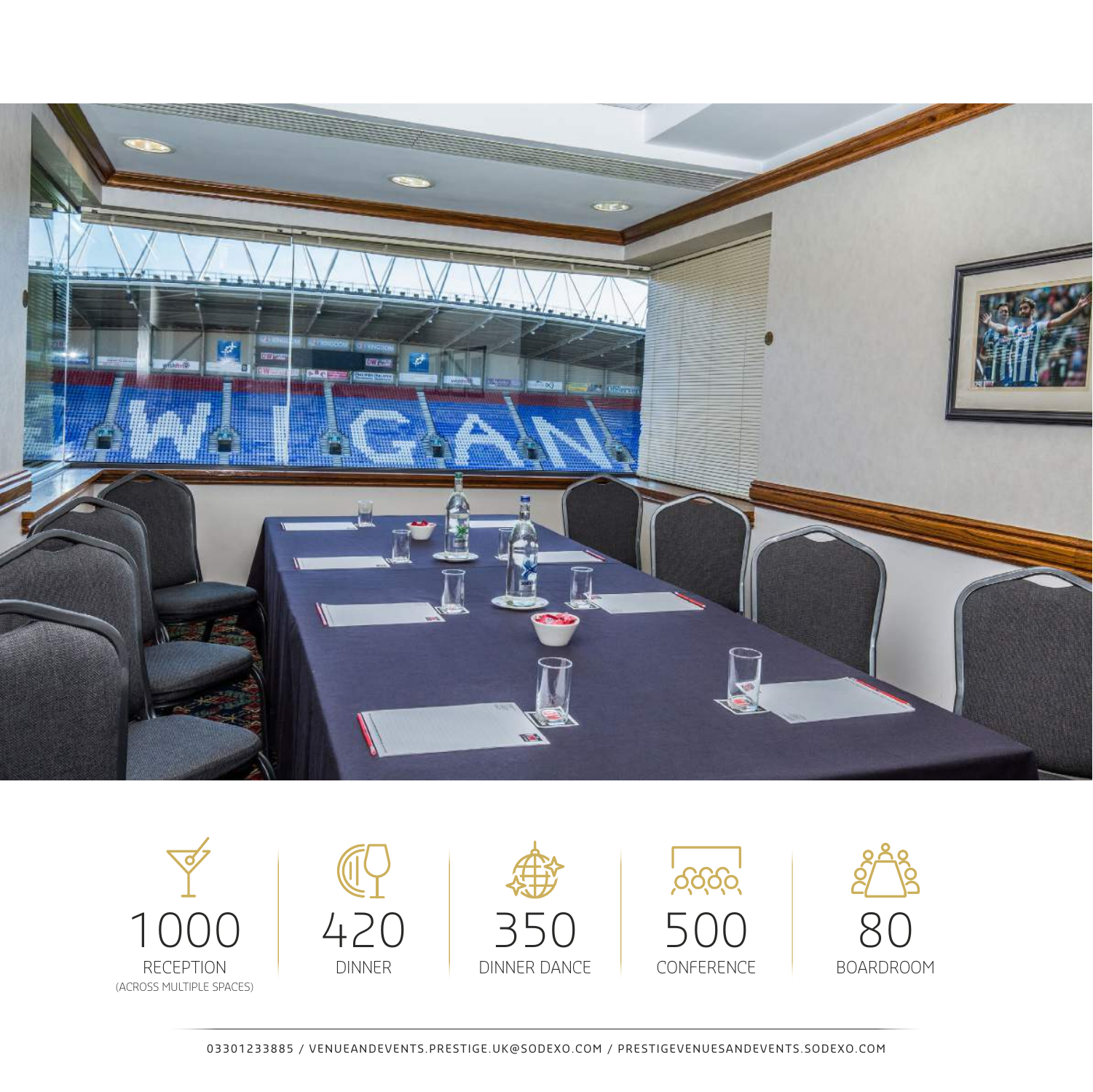1000
RECEPTION
(ACROSS MULTIPLE SPACES)

420
DINNER

350
DINNER DANCE

500
CONFERENCE

80
BOARDROOM

03301233885 / VENUEANDEVENTS.PRESTIGE.UK@SODEXO.COM / PRESTIGEVENUESANDEVENTS.SODEXO.COM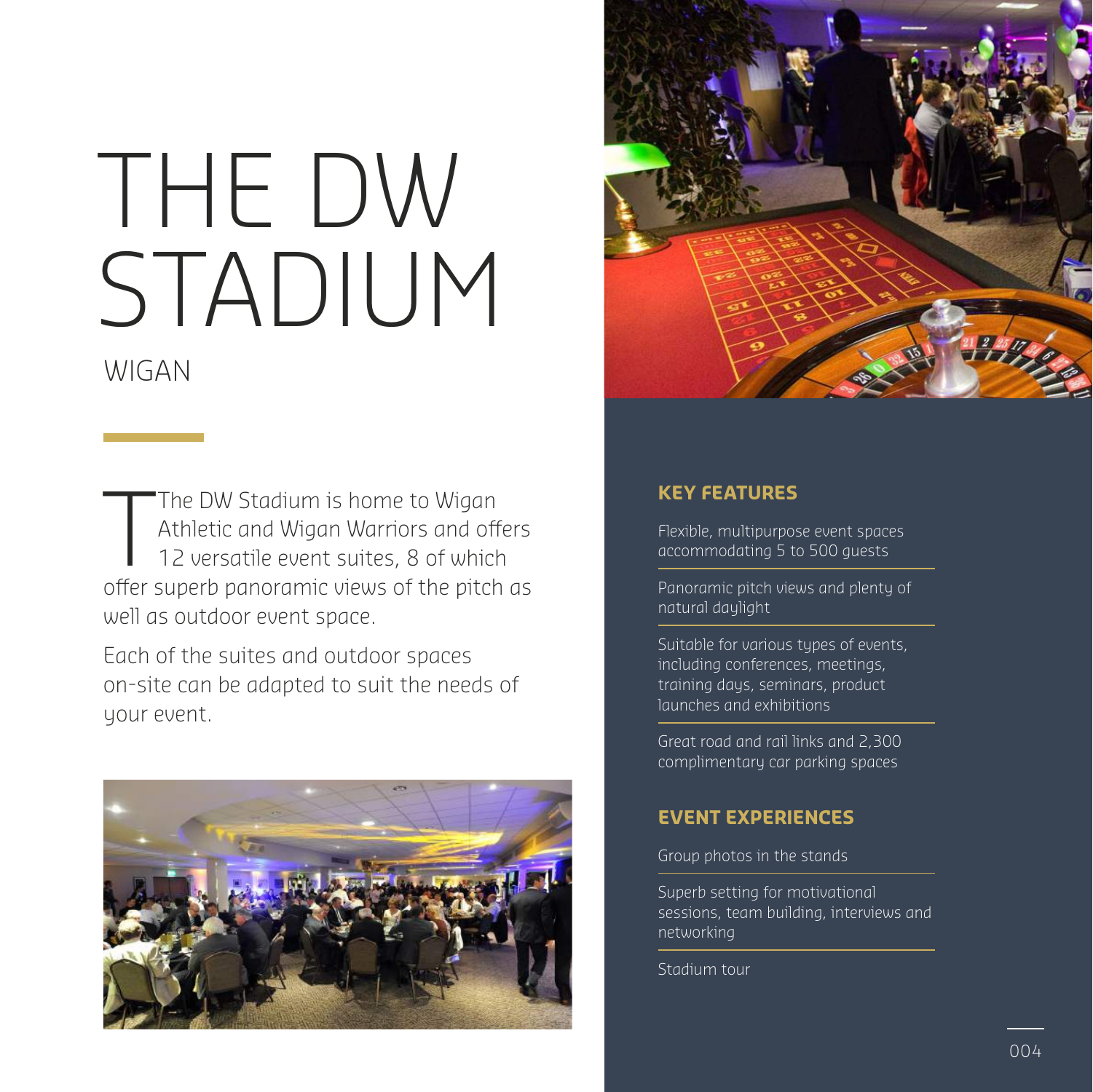# THE DW STADIUM

WIGAN

The DW Stadium is home to Wigan Athletic and Wigan Warriors and offers 12 versatile event suites, 8 of which offer superb panoramic views of the pitch as well as outdoor event space.

Each of the suites and outdoor spaces on-site can be adapted to suit the needs of your event.

## KEY FEATURES

Flexible, multipurpose event spaces accommodating 5 to 500 guests

Panoramic pitch views and plenty of natural daylight

Suitable for various types of events, including conferences, meetings, training days, seminars, product launches and exhibitions

Great road and rail links and 2,300 complimentary car parking spaces

## EVENT EXPERIENCES

Group photos in the stands

Superb setting for motivational sessions, team building, interviews and networking

Stadium tour